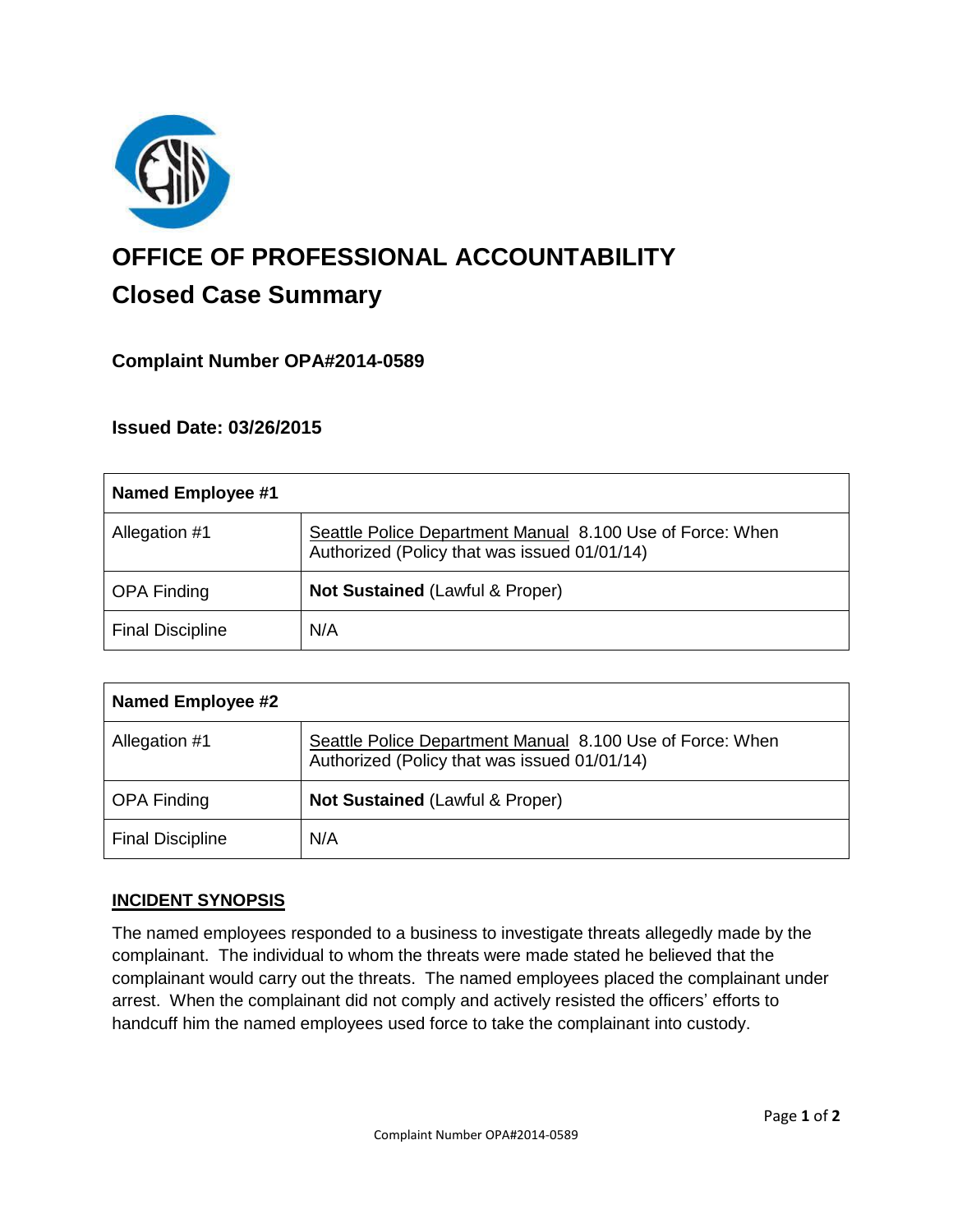# OFFICE OF PROFESSIONAL ACCOUNTABILITY

## Closed Case Summary

### Complaint Number OPA#2014-0589

### Issued Date: 03/26/2015

| **Named Employee #1** | |
|---|---|
| Allegation #1 | Seattle Police Department Manual 8.100 Use of Force: When Authorized (Policy that was issued 01/01/14) |
| OPA Finding | **Not Sustained** (Lawful & Proper) |
| Final Discipline | N/A |

| **Named Employee #2** | |
|---|---|
| Allegation #1 | Seattle Police Department Manual 8.100 Use of Force: When Authorized (Policy that was issued 01/01/14) |
| OPA Finding | **Not Sustained** (Lawful & Proper) |
| Final Discipline | N/A |

**INCIDENT SYNOPSIS**

The named employees responded to a business to investigate threats allegedly made by the complainant. The individual to whom the threats were made stated he believed that the complainant would carry out the threats. The named employees placed the complainant under arrest. When the complainant did not comply and actively resisted the officers' efforts to handcuff him the named employees used force to take the complainant into custody.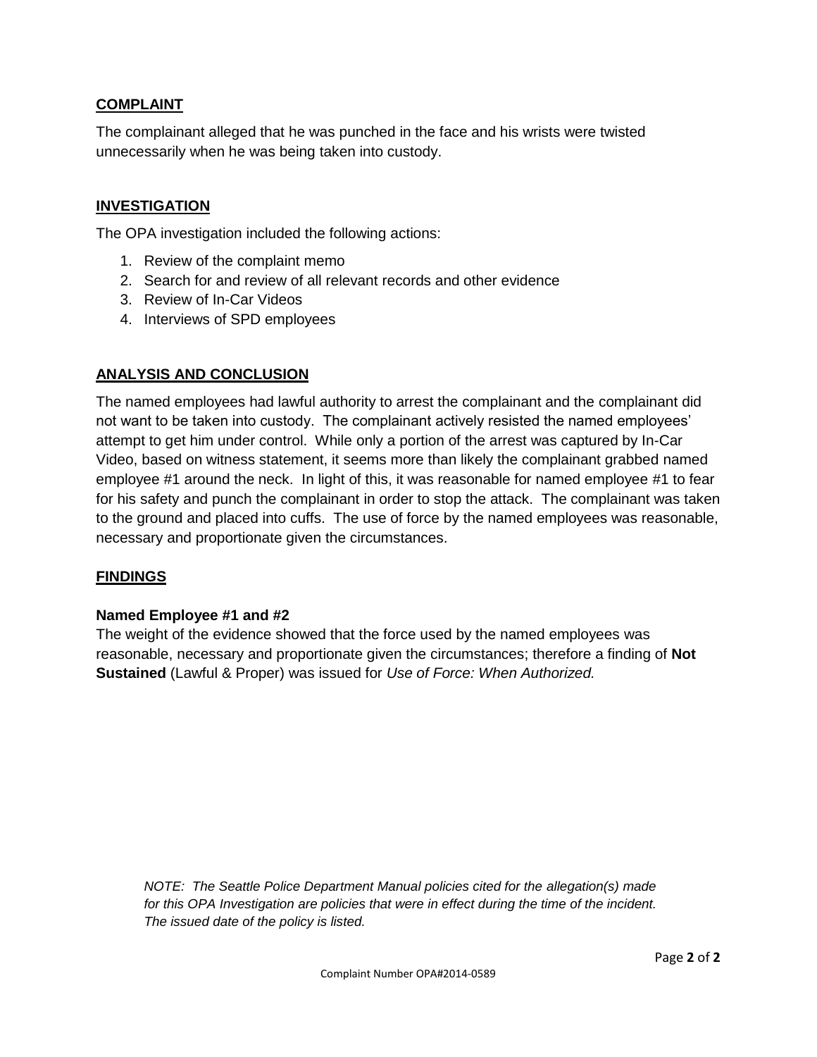## COMPLAINT

The complainant alleged that he was punched in the face and his wrists were twisted unnecessarily when he was being taken into custody.

## INVESTIGATION

The OPA investigation included the following actions:

1. Review of the complaint memo
2. Search for and review of all relevant records and other evidence
3. Review of In-Car Videos
4. Interviews of SPD employees

## ANALYSIS AND CONCLUSION

The named employees had lawful authority to arrest the complainant and the complainant did not want to be taken into custody. The complainant actively resisted the named employees' attempt to get him under control. While only a portion of the arrest was captured by In-Car Video, based on witness statement, it seems more than likely the complainant grabbed named employee #1 around the neck. In light of this, it was reasonable for named employee #1 to fear for his safety and punch the complainant in order to stop the attack. The complainant was taken to the ground and placed into cuffs. The use of force by the named employees was reasonable, necessary and proportionate given the circumstances.

## FINDINGS

### Named Employee #1 and #2

The weight of the evidence showed that the force used by the named employees was reasonable, necessary and proportionate given the circumstances; therefore a finding of **Not Sustained** (Lawful & Proper) was issued for *Use of Force: When Authorized.*

*NOTE: The Seattle Police Department Manual policies cited for the allegation(s) made for this OPA Investigation are policies that were in effect during the time of the incident. The issued date of the policy is listed.*

Complaint Number OPA#2014-0589